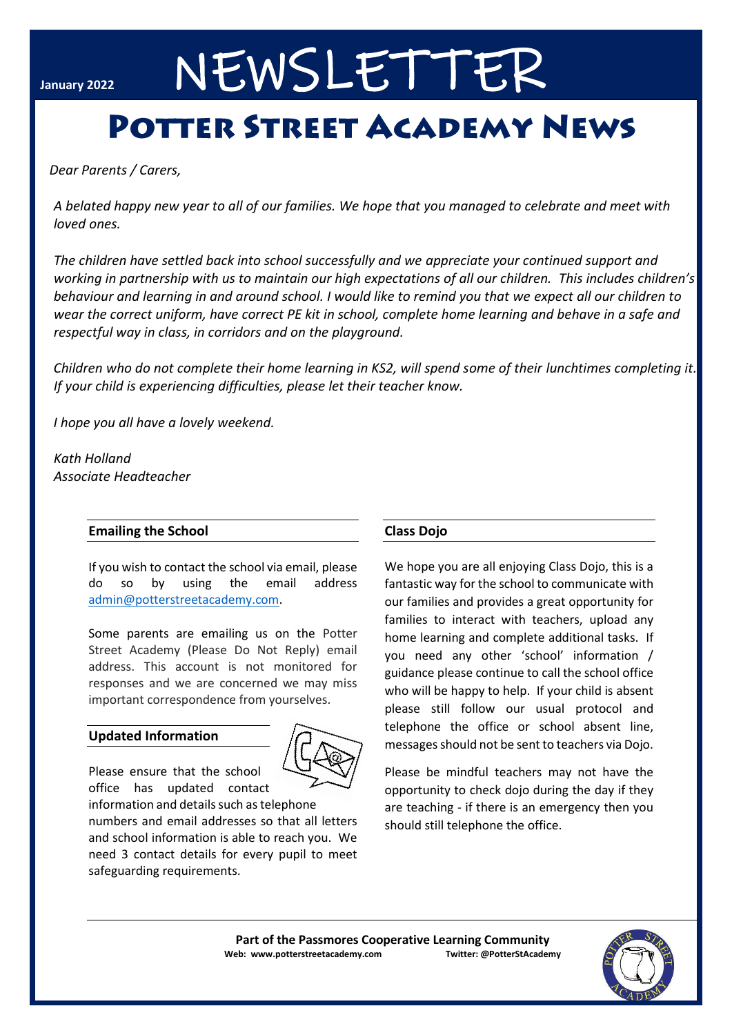January 2022

# NEWSLETTER

# Potter Street Academy News

*Dear Parents / Carers,*

*A belated happy new year to all of our families. We hope that you managed to celebrate and meet with loved ones.*

*The children have settled back into school successfully and we appreciate your continued support and working in partnership with us to maintain our high expectations of all our children. This includes children's behaviour and learning in and around school. I would like to remind you that we expect all our children to wear the correct uniform, have correct PE kit in school, complete home learning and behave in a safe and respectful way in class, in corridors and on the playground.*

*Children who do not complete their home learning in KS2, will spend some of their lunchtimes completing it. If your child is experiencing difficulties, please let their teacher know.*

*I hope you all have a lovely weekend.*

*Kath Holland*
*Associate Headteacher*

## Emailing the School

If you wish to contact the school via email, please do so by using the email address admin@potterstreetacademy.com.

Some parents are emailing us on the Potter Street Academy (Please Do Not Reply) email address. This account is not monitored for responses and we are concerned we may miss important correspondence from yourselves.

## Updated Information

Please ensure that the school office has updated contact information and details such as telephone numbers and email addresses so that all letters and school information is able to reach you. We need 3 contact details for every pupil to meet safeguarding requirements.

## Class Dojo

We hope you are all enjoying Class Dojo, this is a fantastic way for the school to communicate with our families and provides a great opportunity for families to interact with teachers, upload any home learning and complete additional tasks. If you need any other 'school' information / guidance please continue to call the school office who will be happy to help. If your child is absent please still follow our usual protocol and telephone the office or school absent line, messages should not be sent to teachers via Dojo.

Please be mindful teachers may not have the opportunity to check dojo during the day if they are teaching - if there is an emergency then you should still telephone the office.

**Part of the Passmores Cooperative Learning Community**
**Web: www.potterstreetacademy.com** **Twitter: @PotterStAcademy**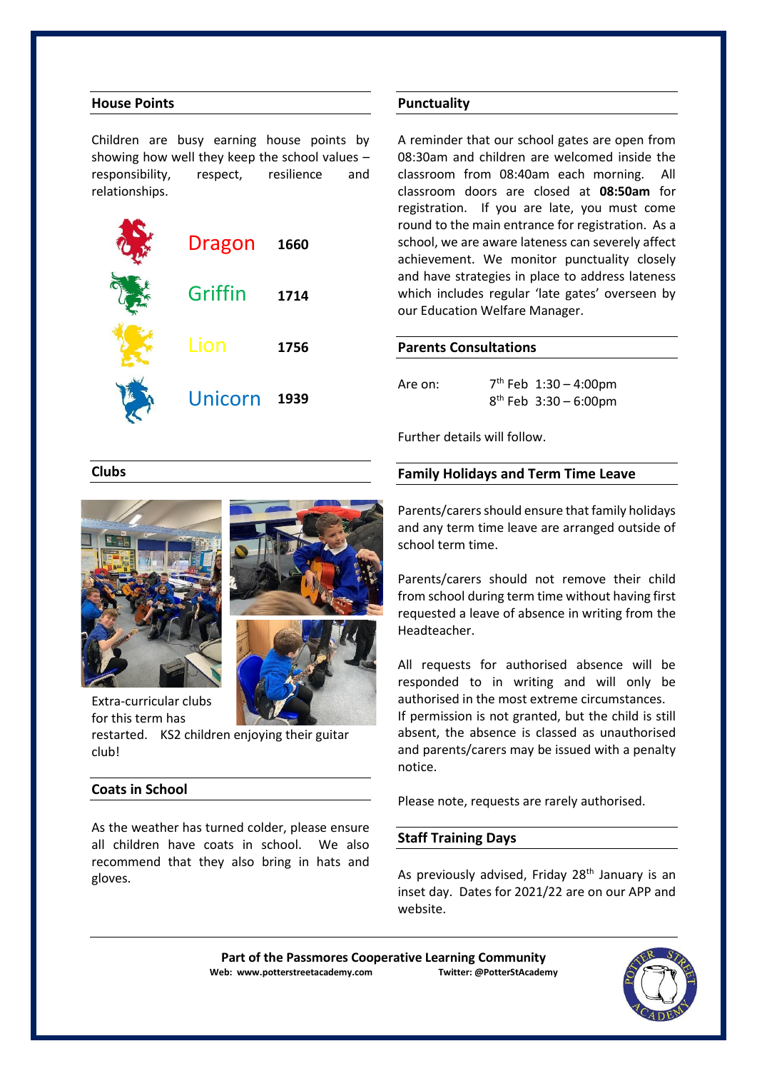## House Points

Children are busy earning house points by showing how well they keep the school values – responsibility, respect, resilience and relationships.

| House | Points |
|---|---|
| Dragon | 1660 |
| Griffin | 1714 |
| Lion | 1756 |
| Unicorn | 1939 |

## Clubs

Extra-curricular clubs for this term has restarted. KS2 children enjoying their guitar club!

## Coats in School

As the weather has turned colder, please ensure all children have coats in school. We also recommend that they also bring in hats and gloves.

## Punctuality

A reminder that our school gates are open from 08:30am and children are welcomed inside the classroom from 08:40am each morning. All classroom doors are closed at **08:50am** for registration. If you are late, you must come round to the main entrance for registration. As a school, we are aware lateness can severely affect achievement. We monitor punctuality closely and have strategies in place to address lateness which includes regular 'late gates' overseen by our Education Welfare Manager.

## Parents Consultations

Are on: 7th Feb 1:30 – 4:00pm
8th Feb 3:30 – 6:00pm

Further details will follow.

## Family Holidays and Term Time Leave

Parents/carers should ensure that family holidays and any term time leave are arranged outside of school term time.

Parents/carers should not remove their child from school during term time without having first requested a leave of absence in writing from the Headteacher.

All requests for authorised absence will be responded to in writing and will only be authorised in the most extreme circumstances.
If permission is not granted, but the child is still absent, the absence is classed as unauthorised and parents/carers may be issued with a penalty notice.

Please note, requests are rarely authorised.

## Staff Training Days

As previously advised, Friday 28th January is an inset day. Dates for 2021/22 are on our APP and website.

**Part of the Passmores Cooperative Learning Community**
**Web: www.potterstreetacademy.com** **Twitter: @PotterStAcademy**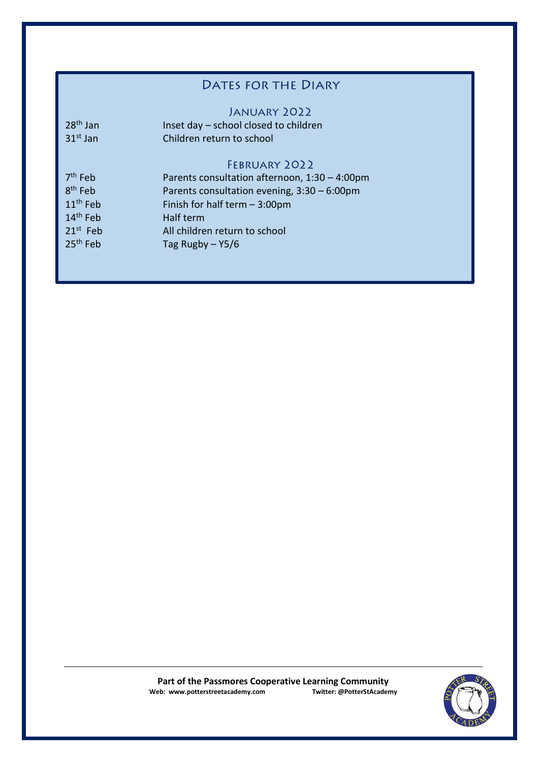# Dates for the Diary

## January 2022

| | |
|---|---|
| 28th Jan | Inset day – school closed to children |
| 31st Jan | Children return to school |

## February 2022

| | |
|---|---|
| 7th Feb | Parents consultation afternoon, 1:30 – 4:00pm |
| 8th Feb | Parents consultation evening, 3:30 – 6:00pm |
| 11th Feb | Finish for half term – 3:00pm |
| 14th Feb | Half term |
| 21st Feb | All children return to school |
| 25th Feb | Tag Rugby – Y5/6 |

**Part of the Passmores Cooperative Learning Community**

**Web: www.potterstreetacademy.com** **Twitter: @PotterStAcademy**